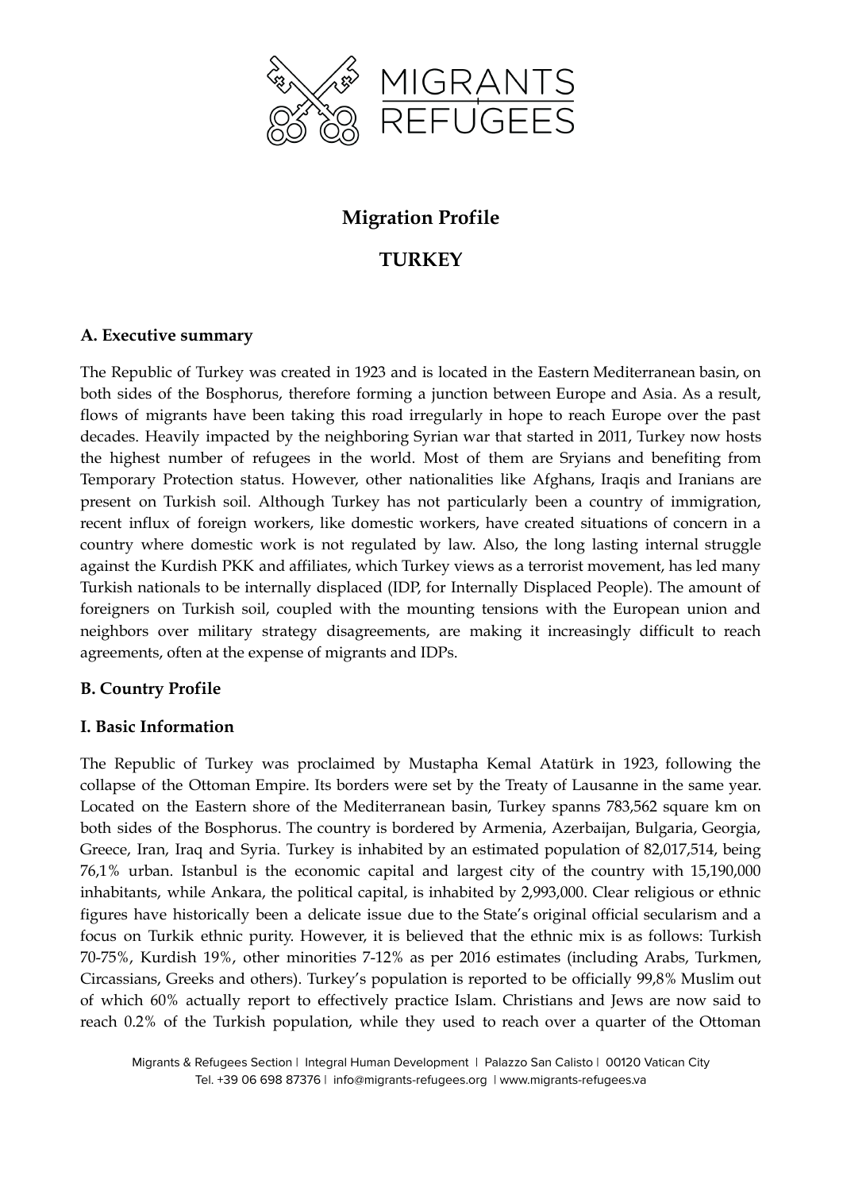# Migration Profile

# TURKEY

## A. Executive summary

The Republic of Turkey was created in 1923 and is located in the Eastern Mediterranean basin, on both sides of the Bosphorus, therefore forming a junction between Europe and Asia. As a result, flows of migrants have been taking this road irregularly in hope to reach Europe over the past decades. Heavily impacted by the neighboring Syrian war that started in 2011, Turkey now hosts the highest number of refugees in the world. Most of them are Sryians and benefiting from Temporary Protection status. However, other nationalities like Afghans, Iraqis and Iranians are present on Turkish soil. Although Turkey has not particularly been a country of immigration, recent influx of foreign workers, like domestic workers, have created situations of concern in a country where domestic work is not regulated by law. Also, the long lasting internal struggle against the Kurdish PKK and affiliates, which Turkey views as a terrorist movement, has led many Turkish nationals to be internally displaced (IDP, for Internally Displaced People). The amount of foreigners on Turkish soil, coupled with the mounting tensions with the European union and neighbors over military strategy disagreements, are making it increasingly difficult to reach agreements, often at the expense of migrants and IDPs.

## B. Country Profile

## I. Basic Information

The Republic of Turkey was proclaimed by Mustapha Kemal Atatürk in 1923, following the collapse of the Ottoman Empire. Its borders were set by the Treaty of Lausanne in the same year. Located on the Eastern shore of the Mediterranean basin, Turkey spanns 783,562 square km on both sides of the Bosphorus. The country is bordered by Armenia, Azerbaijan, Bulgaria, Georgia, Greece, Iran, Iraq and Syria. Turkey is inhabited by an estimated population of 82,017,514, being 76,1% urban. Istanbul is the economic capital and largest city of the country with 15,190,000 inhabitants, while Ankara, the political capital, is inhabited by 2,993,000. Clear religious or ethnic figures have historically been a delicate issue due to the State's original official secularism and a focus on Turkik ethnic purity. However, it is believed that the ethnic mix is as follows: Turkish 70-75%, Kurdish 19%, other minorities 7-12% as per 2016 estimates (including Arabs, Turkmen, Circassians, Greeks and others). Turkey's population is reported to be officially 99,8% Muslim out of which 60% actually report to effectively practice Islam. Christians and Jews are now said to reach 0.2% of the Turkish population, while they used to reach over a quarter of the Ottoman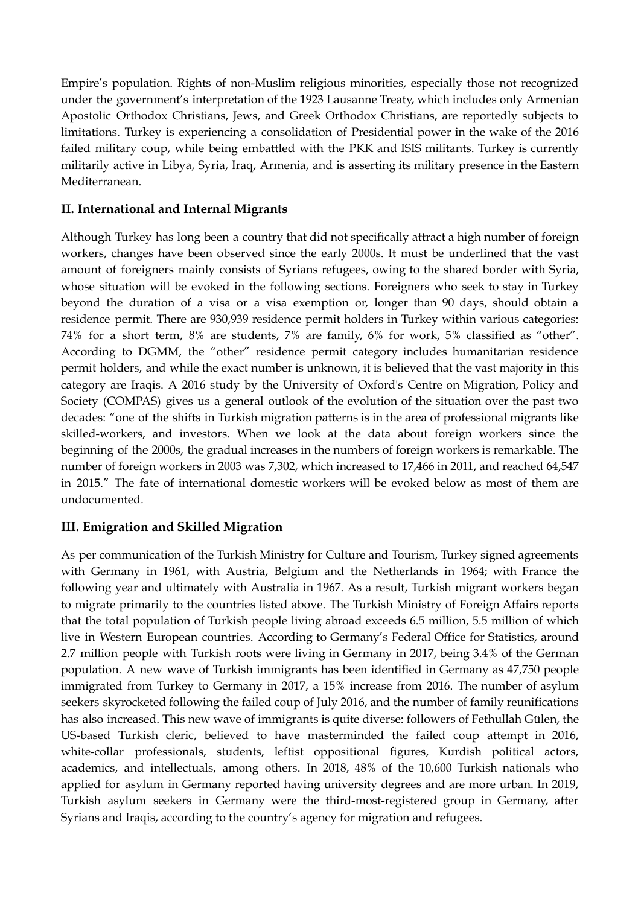Empire's population. Rights of non-Muslim religious minorities, especially those not recognized under the government's interpretation of the 1923 Lausanne Treaty, which includes only Armenian Apostolic Orthodox Christians, Jews, and Greek Orthodox Christians, are reportedly subjects to limitations. Turkey is experiencing a consolidation of Presidential power in the wake of the 2016 failed military coup, while being embattled with the PKK and ISIS militants. Turkey is currently militarily active in Libya, Syria, Iraq, Armenia, and is asserting its military presence in the Eastern Mediterranean.

## II. International and Internal Migrants

Although Turkey has long been a country that did not specifically attract a high number of foreign workers, changes have been observed since the early 2000s. It must be underlined that the vast amount of foreigners mainly consists of Syrians refugees, owing to the shared border with Syria, whose situation will be evoked in the following sections. Foreigners who seek to stay in Turkey beyond the duration of a visa or a visa exemption or, longer than 90 days, should obtain a residence permit. There are 930,939 residence permit holders in Turkey within various categories: 74% for a short term, 8% are students, 7% are family, 6% for work, 5% classified as "other". According to DGMM, the "other" residence permit category includes humanitarian residence permit holders, and while the exact number is unknown, it is believed that the vast majority in this category are Iraqis. A 2016 study by the University of Oxford's Centre on Migration, Policy and Society (COMPAS) gives us a general outlook of the evolution of the situation over the past two decades: "one of the shifts in Turkish migration patterns is in the area of professional migrants like skilled-workers, and investors. When we look at the data about foreign workers since the beginning of the 2000s, the gradual increases in the numbers of foreign workers is remarkable. The number of foreign workers in 2003 was 7,302, which increased to 17,466 in 2011, and reached 64,547 in 2015." The fate of international domestic workers will be evoked below as most of them are undocumented.

## III. Emigration and Skilled Migration

As per communication of the Turkish Ministry for Culture and Tourism, Turkey signed agreements with Germany in 1961, with Austria, Belgium and the Netherlands in 1964; with France the following year and ultimately with Australia in 1967. As a result, Turkish migrant workers began to migrate primarily to the countries listed above. The Turkish Ministry of Foreign Affairs reports that the total population of Turkish people living abroad exceeds 6.5 million, 5.5 million of which live in Western European countries. According to Germany's Federal Office for Statistics, around 2.7 million people with Turkish roots were living in Germany in 2017, being 3.4% of the German population. A new wave of Turkish immigrants has been identified in Germany as 47,750 people immigrated from Turkey to Germany in 2017, a 15% increase from 2016. The number of asylum seekers skyrocketed following the failed coup of July 2016, and the number of family reunifications has also increased. This new wave of immigrants is quite diverse: followers of Fethullah Gülen, the US-based Turkish cleric, believed to have masterminded the failed coup attempt in 2016, white-collar professionals, students, leftist oppositional figures, Kurdish political actors, academics, and intellectuals, among others. In 2018, 48% of the 10,600 Turkish nationals who applied for asylum in Germany reported having university degrees and are more urban. In 2019, Turkish asylum seekers in Germany were the third-most-registered group in Germany, after Syrians and Iraqis, according to the country's agency for migration and refugees.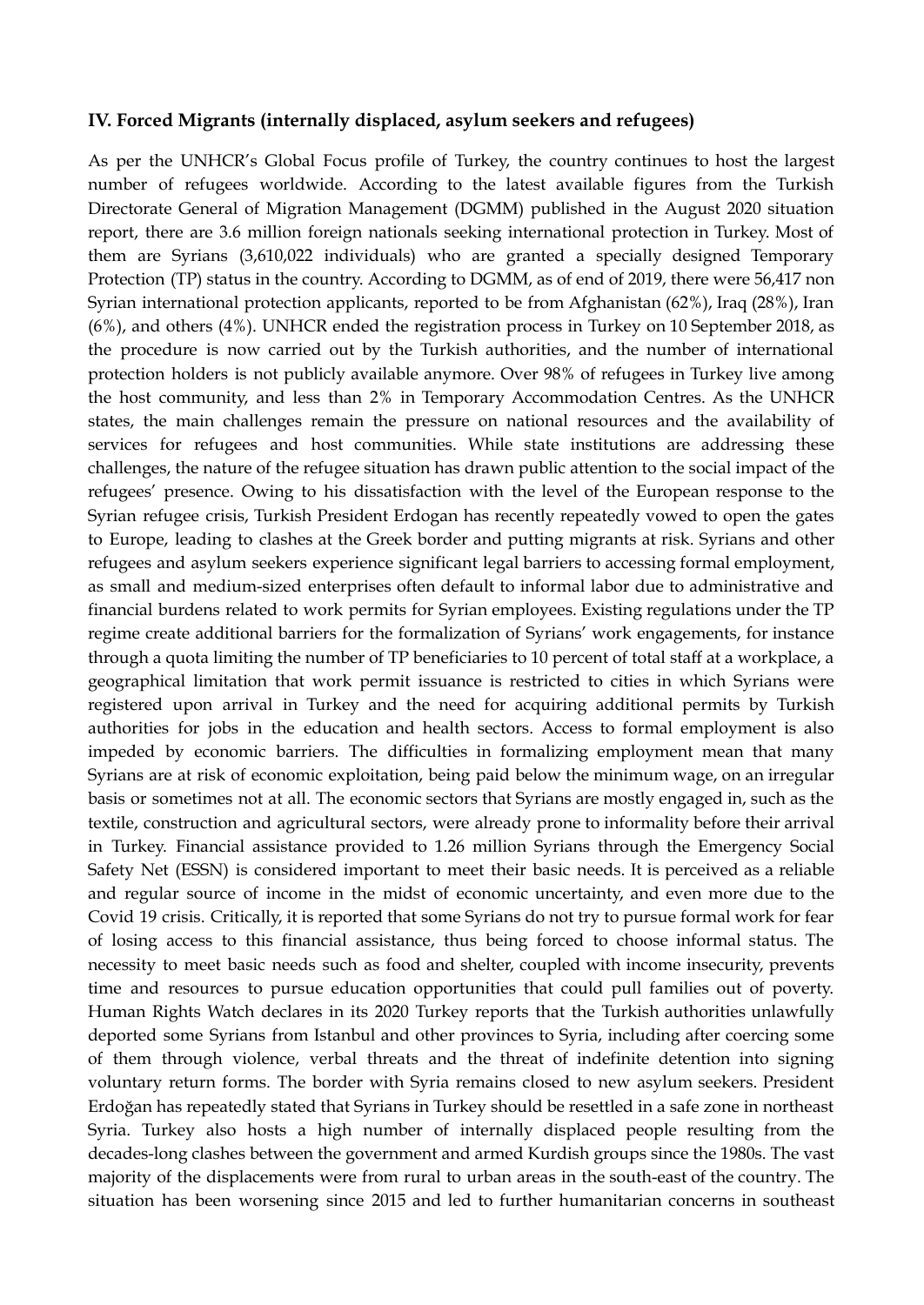### IV. Forced Migrants (internally displaced, asylum seekers and refugees)

As per the UNHCR's Global Focus profile of Turkey, the country continues to host the largest number of refugees worldwide. According to the latest available figures from the Turkish Directorate General of Migration Management (DGMM) published in the August 2020 situation report, there are 3.6 million foreign nationals seeking international protection in Turkey. Most of them are Syrians (3,610,022 individuals) who are granted a specially designed Temporary Protection (TP) status in the country. According to DGMM, as of end of 2019, there were 56,417 non Syrian international protection applicants, reported to be from Afghanistan (62%), Iraq (28%), Iran (6%), and others (4%). UNHCR ended the registration process in Turkey on 10 September 2018, as the procedure is now carried out by the Turkish authorities, and the number of international protection holders is not publicly available anymore. Over 98% of refugees in Turkey live among the host community, and less than 2% in Temporary Accommodation Centres. As the UNHCR states, the main challenges remain the pressure on national resources and the availability of services for refugees and host communities. While state institutions are addressing these challenges, the nature of the refugee situation has drawn public attention to the social impact of the refugees' presence. Owing to his dissatisfaction with the level of the European response to the Syrian refugee crisis, Turkish President Erdogan has recently repeatedly vowed to open the gates to Europe, leading to clashes at the Greek border and putting migrants at risk. Syrians and other refugees and asylum seekers experience significant legal barriers to accessing formal employment, as small and medium-sized enterprises often default to informal labor due to administrative and financial burdens related to work permits for Syrian employees. Existing regulations under the TP regime create additional barriers for the formalization of Syrians' work engagements, for instance through a quota limiting the number of TP beneficiaries to 10 percent of total staff at a workplace, a geographical limitation that work permit issuance is restricted to cities in which Syrians were registered upon arrival in Turkey and the need for acquiring additional permits by Turkish authorities for jobs in the education and health sectors. Access to formal employment is also impeded by economic barriers. The difficulties in formalizing employment mean that many Syrians are at risk of economic exploitation, being paid below the minimum wage, on an irregular basis or sometimes not at all. The economic sectors that Syrians are mostly engaged in, such as the textile, construction and agricultural sectors, were already prone to informality before their arrival in Turkey. Financial assistance provided to 1.26 million Syrians through the Emergency Social Safety Net (ESSN) is considered important to meet their basic needs. It is perceived as a reliable and regular source of income in the midst of economic uncertainty, and even more due to the Covid 19 crisis. Critically, it is reported that some Syrians do not try to pursue formal work for fear of losing access to this financial assistance, thus being forced to choose informal status. The necessity to meet basic needs such as food and shelter, coupled with income insecurity, prevents time and resources to pursue education opportunities that could pull families out of poverty. Human Rights Watch declares in its 2020 Turkey reports that the Turkish authorities unlawfully deported some Syrians from Istanbul and other provinces to Syria, including after coercing some of them through violence, verbal threats and the threat of indefinite detention into signing voluntary return forms. The border with Syria remains closed to new asylum seekers. President Erdoğan has repeatedly stated that Syrians in Turkey should be resettled in a safe zone in northeast Syria. Turkey also hosts a high number of internally displaced people resulting from the decades-long clashes between the government and armed Kurdish groups since the 1980s. The vast majority of the displacements were from rural to urban areas in the south-east of the country. The situation has been worsening since 2015 and led to further humanitarian concerns in southeast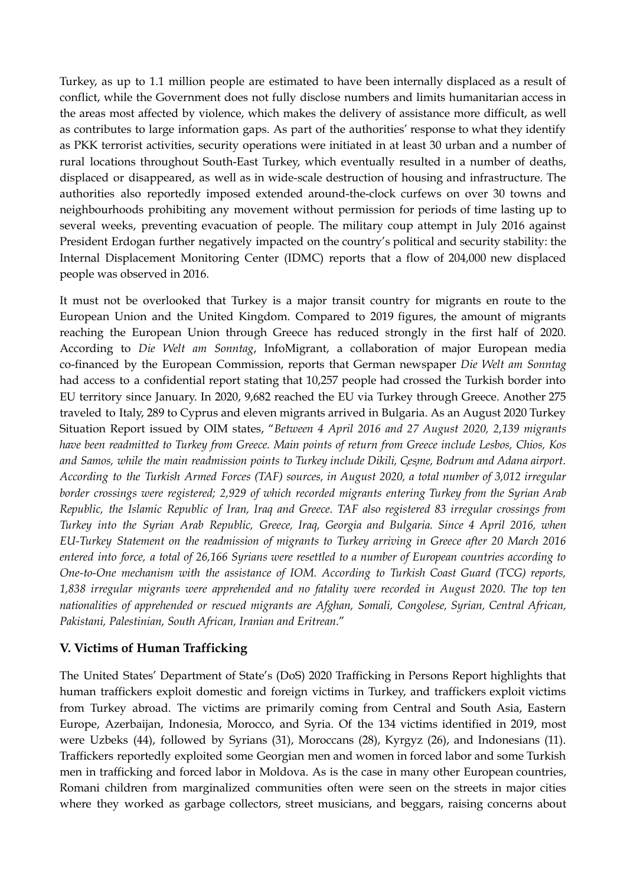Turkey, as up to 1.1 million people are estimated to have been internally displaced as a result of conflict, while the Government does not fully disclose numbers and limits humanitarian access in the areas most affected by violence, which makes the delivery of assistance more difficult, as well as contributes to large information gaps. As part of the authorities' response to what they identify as PKK terrorist activities, security operations were initiated in at least 30 urban and a number of rural locations throughout South-East Turkey, which eventually resulted in a number of deaths, displaced or disappeared, as well as in wide-scale destruction of housing and infrastructure. The authorities also reportedly imposed extended around-the-clock curfews on over 30 towns and neighbourhoods prohibiting any movement without permission for periods of time lasting up to several weeks, preventing evacuation of people. The military coup attempt in July 2016 against President Erdogan further negatively impacted on the country's political and security stability: the Internal Displacement Monitoring Center (IDMC) reports that a flow of 204,000 new displaced people was observed in 2016.

It must not be overlooked that Turkey is a major transit country for migrants en route to the European Union and the United Kingdom. Compared to 2019 figures, the amount of migrants reaching the European Union through Greece has reduced strongly in the first half of 2020. According to *Die Welt am Sonntag*, InfoMigrant, a collaboration of major European media co-financed by the European Commission, reports that German newspaper *Die Welt am Sonntag* had access to a confidential report stating that 10,257 people had crossed the Turkish border into EU territory since January. In 2020, 9,682 reached the EU via Turkey through Greece. Another 275 traveled to Italy, 289 to Cyprus and eleven migrants arrived in Bulgaria. As an August 2020 Turkey Situation Report issued by OIM states, "*Between 4 April 2016 and 27 August 2020, 2,139 migrants have been readmitted to Turkey from Greece. Main points of return from Greece include Lesbos, Chios, Kos and Samos, while the main readmission points to Turkey include Dikili, Çeşme, Bodrum and Adana airport. According to the Turkish Armed Forces (TAF) sources, in August 2020, a total number of 3,012 irregular border crossings were registered; 2,929 of which recorded migrants entering Turkey from the Syrian Arab Republic, the Islamic Republic of Iran, Iraq and Greece. TAF also registered 83 irregular crossings from Turkey into the Syrian Arab Republic, Greece, Iraq, Georgia and Bulgaria. Since 4 April 2016, when EU-Turkey Statement on the readmission of migrants to Turkey arriving in Greece after 20 March 2016 entered into force, a total of 26,166 Syrians were resettled to a number of European countries according to One-to-One mechanism with the assistance of IOM. According to Turkish Coast Guard (TCG) reports, 1,838 irregular migrants were apprehended and no fatality were recorded in August 2020. The top ten nationalities of apprehended or rescued migrants are Afghan, Somali, Congolese, Syrian, Central African, Pakistani, Palestinian, South African, Iranian and Eritrean.*"

## V. Victims of Human Trafficking

The United States' Department of State's (DoS) 2020 Trafficking in Persons Report highlights that human traffickers exploit domestic and foreign victims in Turkey, and traffickers exploit victims from Turkey abroad. The victims are primarily coming from Central and South Asia, Eastern Europe, Azerbaijan, Indonesia, Morocco, and Syria. Of the 134 victims identified in 2019, most were Uzbeks (44), followed by Syrians (31), Moroccans (28), Kyrgyz (26), and Indonesians (11). Traffickers reportedly exploited some Georgian men and women in forced labor and some Turkish men in trafficking and forced labor in Moldova. As is the case in many other European countries, Romani children from marginalized communities often were seen on the streets in major cities where they worked as garbage collectors, street musicians, and beggars, raising concerns about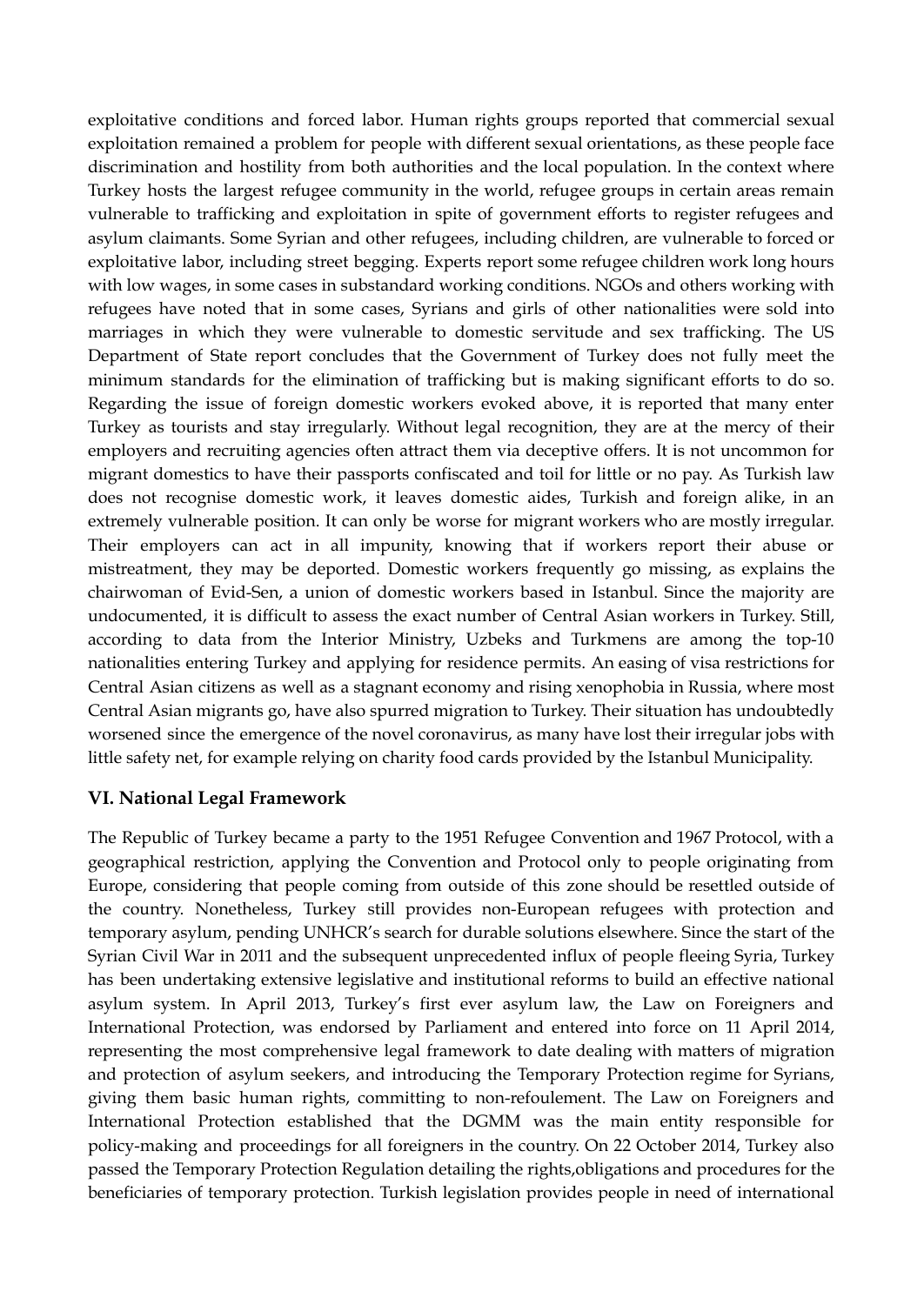exploitative conditions and forced labor. Human rights groups reported that commercial sexual exploitation remained a problem for people with different sexual orientations, as these people face discrimination and hostility from both authorities and the local population. In the context where Turkey hosts the largest refugee community in the world, refugee groups in certain areas remain vulnerable to trafficking and exploitation in spite of government efforts to register refugees and asylum claimants. Some Syrian and other refugees, including children, are vulnerable to forced or exploitative labor, including street begging. Experts report some refugee children work long hours with low wages, in some cases in substandard working conditions. NGOs and others working with refugees have noted that in some cases, Syrians and girls of other nationalities were sold into marriages in which they were vulnerable to domestic servitude and sex trafficking. The US Department of State report concludes that the Government of Turkey does not fully meet the minimum standards for the elimination of trafficking but is making significant efforts to do so. Regarding the issue of foreign domestic workers evoked above, it is reported that many enter Turkey as tourists and stay irregularly. Without legal recognition, they are at the mercy of their employers and recruiting agencies often attract them via deceptive offers. It is not uncommon for migrant domestics to have their passports confiscated and toil for little or no pay. As Turkish law does not recognise domestic work, it leaves domestic aides, Turkish and foreign alike, in an extremely vulnerable position. It can only be worse for migrant workers who are mostly irregular. Their employers can act in all impunity, knowing that if workers report their abuse or mistreatment, they may be deported. Domestic workers frequently go missing, as explains the chairwoman of Evid-Sen, a union of domestic workers based in Istanbul. Since the majority are undocumented, it is difficult to assess the exact number of Central Asian workers in Turkey. Still, according to data from the Interior Ministry, Uzbeks and Turkmens are among the top-10 nationalities entering Turkey and applying for residence permits. An easing of visa restrictions for Central Asian citizens as well as a stagnant economy and rising xenophobia in Russia, where most Central Asian migrants go, have also spurred migration to Turkey. Their situation has undoubtedly worsened since the emergence of the novel coronavirus, as many have lost their irregular jobs with little safety net, for example relying on charity food cards provided by the Istanbul Municipality.

## VI. National Legal Framework

The Republic of Turkey became a party to the 1951 Refugee Convention and 1967 Protocol, with a geographical restriction, applying the Convention and Protocol only to people originating from Europe, considering that people coming from outside of this zone should be resettled outside of the country. Nonetheless, Turkey still provides non-European refugees with protection and temporary asylum, pending UNHCR's search for durable solutions elsewhere. Since the start of the Syrian Civil War in 2011 and the subsequent unprecedented influx of people fleeing Syria, Turkey has been undertaking extensive legislative and institutional reforms to build an effective national asylum system. In April 2013, Turkey's first ever asylum law, the Law on Foreigners and International Protection, was endorsed by Parliament and entered into force on 11 April 2014, representing the most comprehensive legal framework to date dealing with matters of migration and protection of asylum seekers, and introducing the Temporary Protection regime for Syrians, giving them basic human rights, committing to non-refoulement. The Law on Foreigners and International Protection established that the DGMM was the main entity responsible for policy-making and proceedings for all foreigners in the country. On 22 October 2014, Turkey also passed the Temporary Protection Regulation detailing the rights,obligations and procedures for the beneficiaries of temporary protection. Turkish legislation provides people in need of international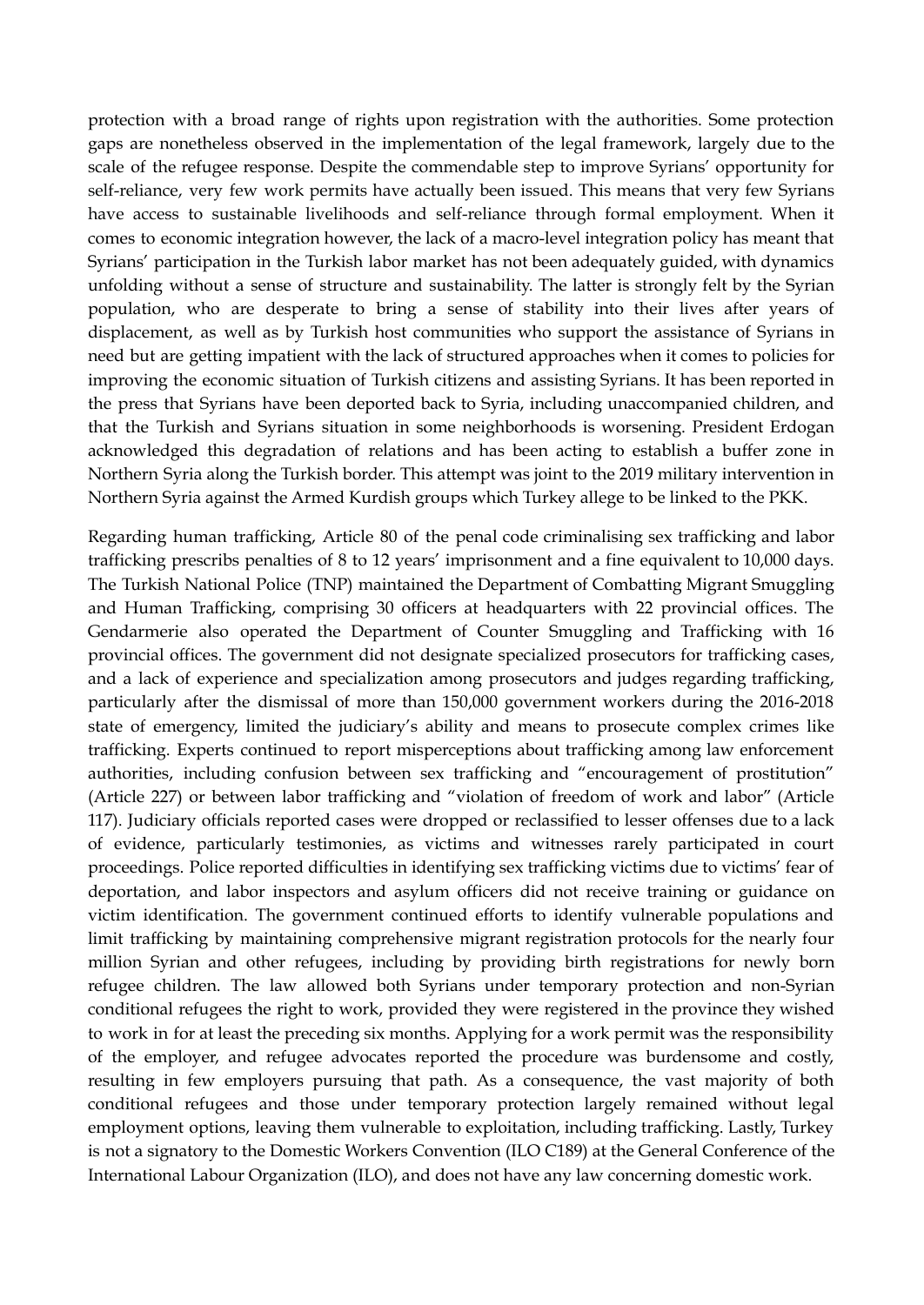protection with a broad range of rights upon registration with the authorities. Some protection gaps are nonetheless observed in the implementation of the legal framework, largely due to the scale of the refugee response. Despite the commendable step to improve Syrians' opportunity for self-reliance, very few work permits have actually been issued. This means that very few Syrians have access to sustainable livelihoods and self-reliance through formal employment. When it comes to economic integration however, the lack of a macro-level integration policy has meant that Syrians' participation in the Turkish labor market has not been adequately guided, with dynamics unfolding without a sense of structure and sustainability. The latter is strongly felt by the Syrian population, who are desperate to bring a sense of stability into their lives after years of displacement, as well as by Turkish host communities who support the assistance of Syrians in need but are getting impatient with the lack of structured approaches when it comes to policies for improving the economic situation of Turkish citizens and assisting Syrians. It has been reported in the press that Syrians have been deported back to Syria, including unaccompanied children, and that the Turkish and Syrians situation in some neighborhoods is worsening. President Erdogan acknowledged this degradation of relations and has been acting to establish a buffer zone in Northern Syria along the Turkish border. This attempt was joint to the 2019 military intervention in Northern Syria against the Armed Kurdish groups which Turkey allege to be linked to the PKK.

Regarding human trafficking, Article 80 of the penal code criminalising sex trafficking and labor trafficking prescribs penalties of 8 to 12 years' imprisonment and a fine equivalent to 10,000 days. The Turkish National Police (TNP) maintained the Department of Combatting Migrant Smuggling and Human Trafficking, comprising 30 officers at headquarters with 22 provincial offices. The Gendarmerie also operated the Department of Counter Smuggling and Trafficking with 16 provincial offices. The government did not designate specialized prosecutors for trafficking cases, and a lack of experience and specialization among prosecutors and judges regarding trafficking, particularly after the dismissal of more than 150,000 government workers during the 2016-2018 state of emergency, limited the judiciary's ability and means to prosecute complex crimes like trafficking. Experts continued to report misperceptions about trafficking among law enforcement authorities, including confusion between sex trafficking and "encouragement of prostitution" (Article 227) or between labor trafficking and "violation of freedom of work and labor" (Article 117). Judiciary officials reported cases were dropped or reclassified to lesser offenses due to a lack of evidence, particularly testimonies, as victims and witnesses rarely participated in court proceedings. Police reported difficulties in identifying sex trafficking victims due to victims' fear of deportation, and labor inspectors and asylum officers did not receive training or guidance on victim identification. The government continued efforts to identify vulnerable populations and limit trafficking by maintaining comprehensive migrant registration protocols for the nearly four million Syrian and other refugees, including by providing birth registrations for newly born refugee children. The law allowed both Syrians under temporary protection and non-Syrian conditional refugees the right to work, provided they were registered in the province they wished to work in for at least the preceding six months. Applying for a work permit was the responsibility of the employer, and refugee advocates reported the procedure was burdensome and costly, resulting in few employers pursuing that path. As a consequence, the vast majority of both conditional refugees and those under temporary protection largely remained without legal employment options, leaving them vulnerable to exploitation, including trafficking. Lastly, Turkey is not a signatory to the Domestic Workers Convention (ILO C189) at the General Conference of the International Labour Organization (ILO), and does not have any law concerning domestic work.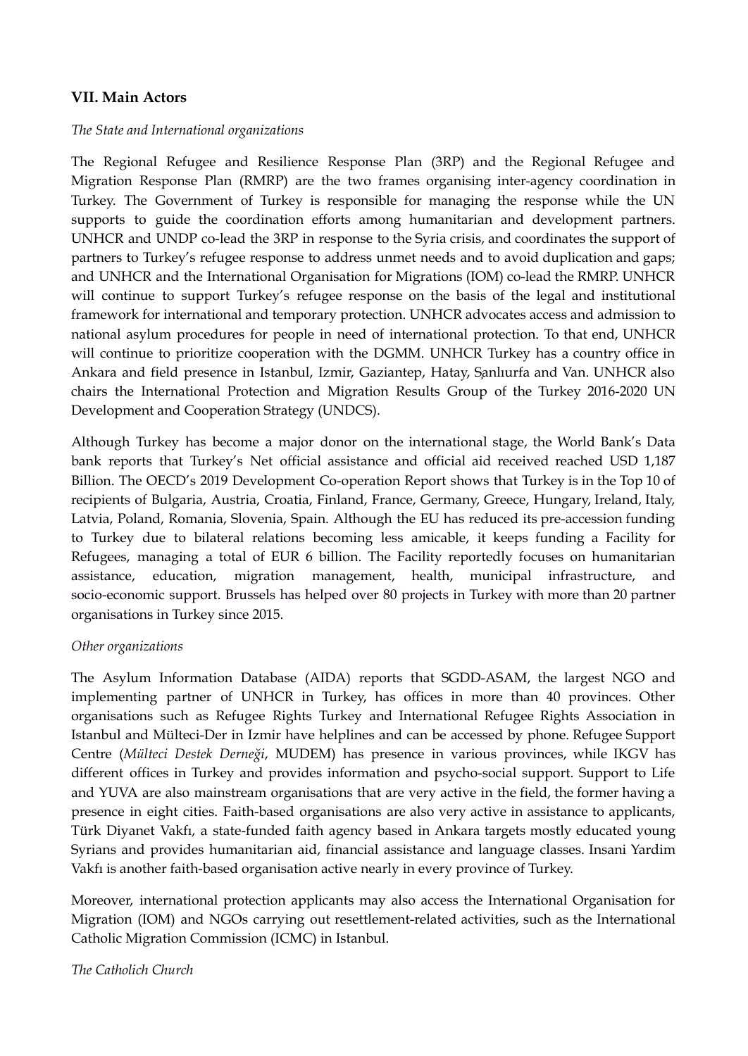## VII. Main Actors

*The State and International organizations*

The Regional Refugee and Resilience Response Plan (3RP) and the Regional Refugee and Migration Response Plan (RMRP) are the two frames organising inter-agency coordination in Turkey. The Government of Turkey is responsible for managing the response while the UN supports to guide the coordination efforts among humanitarian and development partners. UNHCR and UNDP co-lead the 3RP in response to the Syria crisis, and coordinates the support of partners to Turkey's refugee response to address unmet needs and to avoid duplication and gaps; and UNHCR and the International Organisation for Migrations (IOM) co-lead the RMRP. UNHCR will continue to support Turkey's refugee response on the basis of the legal and institutional framework for international and temporary protection. UNHCR advocates access and admission to national asylum procedures for people in need of international protection. To that end, UNHCR will continue to prioritize cooperation with the DGMM. UNHCR Turkey has a country office in Ankara and field presence in Istanbul, Izmir, Gaziantep, Hatay, Şanlıurfa and Van. UNHCR also chairs the International Protection and Migration Results Group of the Turkey 2016-2020 UN Development and Cooperation Strategy (UNDCS).

Although Turkey has become a major donor on the international stage, the World Bank's Data bank reports that Turkey's Net official assistance and official aid received reached USD 1,187 Billion. The OECD's 2019 Development Co-operation Report shows that Turkey is in the Top 10 of recipients of Bulgaria, Austria, Croatia, Finland, France, Germany, Greece, Hungary, Ireland, Italy, Latvia, Poland, Romania, Slovenia, Spain. Although the EU has reduced its pre-accession funding to Turkey due to bilateral relations becoming less amicable, it keeps funding a Facility for Refugees, managing a total of EUR 6 billion. The Facility reportedly focuses on humanitarian assistance, education, migration management, health, municipal infrastructure, and socio-economic support. Brussels has helped over 80 projects in Turkey with more than 20 partner organisations in Turkey since 2015.

*Other organizations*

The Asylum Information Database (AIDA) reports that SGDD-ASAM, the largest NGO and implementing partner of UNHCR in Turkey, has offices in more than 40 provinces. Other organisations such as Refugee Rights Turkey and International Refugee Rights Association in Istanbul and Mülteci-Der in Izmir have helplines and can be accessed by phone. Refugee Support Centre (*Mülteci Destek Derneği*, MUDEM) has presence in various provinces, while IKGV has different offices in Turkey and provides information and psycho-social support. Support to Life and YUVA are also mainstream organisations that are very active in the field, the former having a presence in eight cities. Faith-based organisations are also very active in assistance to applicants, Türk Diyanet Vakfı, a state-funded faith agency based in Ankara targets mostly educated young Syrians and provides humanitarian aid, financial assistance and language classes. Insani Yardim Vakfı is another faith-based organisation active nearly in every province of Turkey.

Moreover, international protection applicants may also access the International Organisation for Migration (IOM) and NGOs carrying out resettlement-related activities, such as the International Catholic Migration Commission (ICMC) in Istanbul.

*The Catholich Church*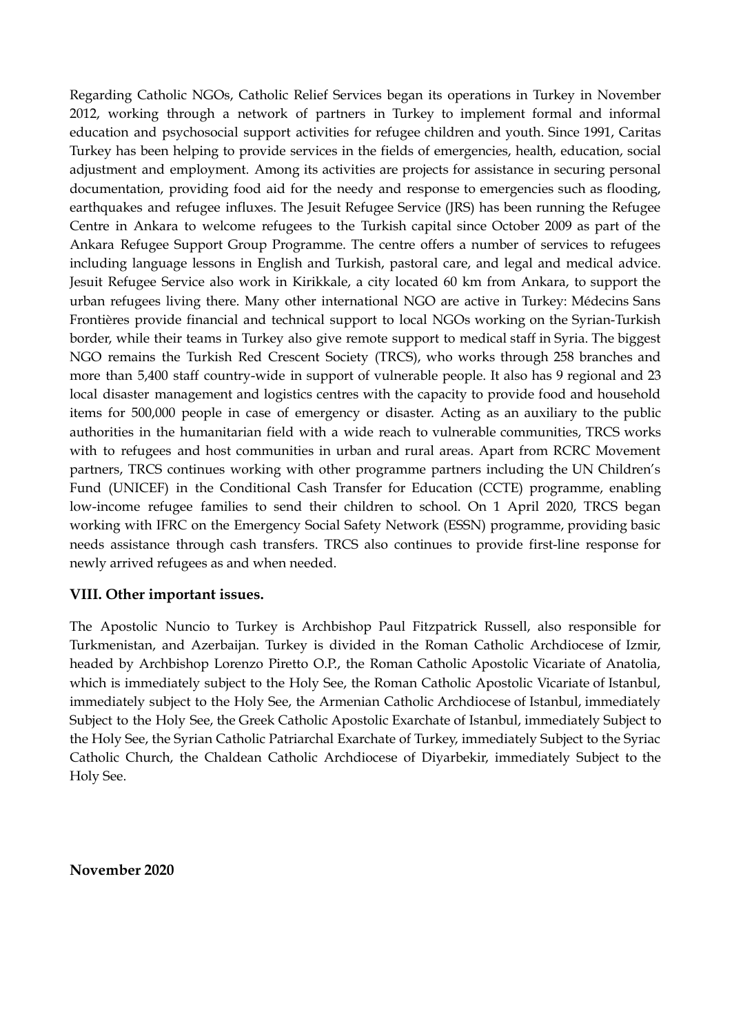Regarding Catholic NGOs, Catholic Relief Services began its operations in Turkey in November 2012, working through a network of partners in Turkey to implement formal and informal education and psychosocial support activities for refugee children and youth. Since 1991, Caritas Turkey has been helping to provide services in the fields of emergencies, health, education, social adjustment and employment. Among its activities are projects for assistance in securing personal documentation, providing food aid for the needy and response to emergencies such as flooding, earthquakes and refugee influxes. The Jesuit Refugee Service (JRS) has been running the Refugee Centre in Ankara to welcome refugees to the Turkish capital since October 2009 as part of the Ankara Refugee Support Group Programme. The centre offers a number of services to refugees including language lessons in English and Turkish, pastoral care, and legal and medical advice. Jesuit Refugee Service also work in Kirikkale, a city located 60 km from Ankara, to support the urban refugees living there. Many other international NGO are active in Turkey: Médecins Sans Frontières provide financial and technical support to local NGOs working on the Syrian-Turkish border, while their teams in Turkey also give remote support to medical staff in Syria. The biggest NGO remains the Turkish Red Crescent Society (TRCS), who works through 258 branches and more than 5,400 staff country-wide in support of vulnerable people. It also has 9 regional and 23 local disaster management and logistics centres with the capacity to provide food and household items for 500,000 people in case of emergency or disaster. Acting as an auxiliary to the public authorities in the humanitarian field with a wide reach to vulnerable communities, TRCS works with to refugees and host communities in urban and rural areas. Apart from RCRC Movement partners, TRCS continues working with other programme partners including the UN Children's Fund (UNICEF) in the Conditional Cash Transfer for Education (CCTE) programme, enabling low-income refugee families to send their children to school. On 1 April 2020, TRCS began working with IFRC on the Emergency Social Safety Network (ESSN) programme, providing basic needs assistance through cash transfers. TRCS also continues to provide first-line response for newly arrived refugees as and when needed.

## VIII. Other important issues.

The Apostolic Nuncio to Turkey is Archbishop Paul Fitzpatrick Russell, also responsible for Turkmenistan, and Azerbaijan. Turkey is divided in the Roman Catholic Archdiocese of Izmir, headed by Archbishop Lorenzo Piretto O.P., the Roman Catholic Apostolic Vicariate of Anatolia, which is immediately subject to the Holy See, the Roman Catholic Apostolic Vicariate of Istanbul, immediately subject to the Holy See, the Armenian Catholic Archdiocese of Istanbul, immediately Subject to the Holy See, the Greek Catholic Apostolic Exarchate of Istanbul, immediately Subject to the Holy See, the Syrian Catholic Patriarchal Exarchate of Turkey, immediately Subject to the Syriac Catholic Church, the Chaldean Catholic Archdiocese of Diyarbekir, immediately Subject to the Holy See.

**November 2020**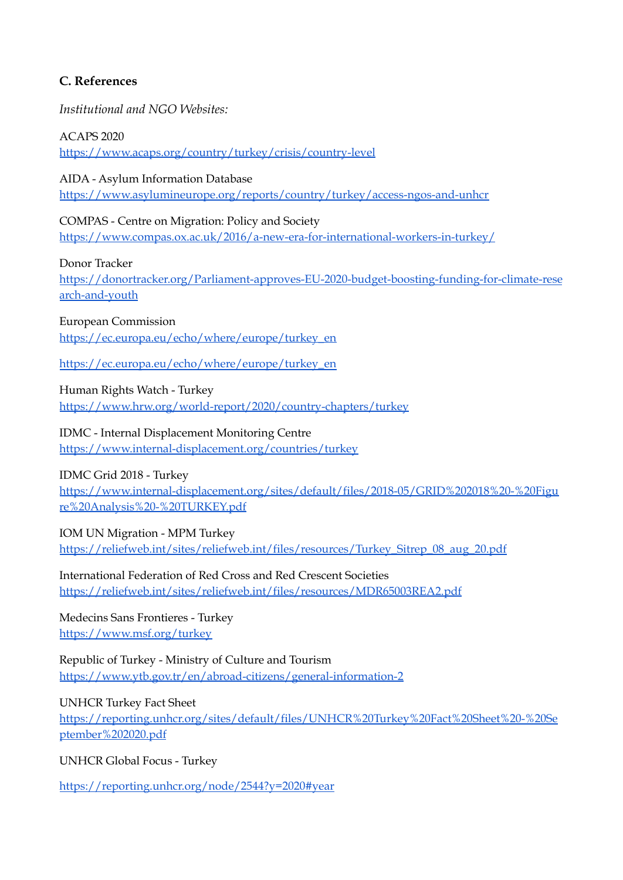**C. References**

*Institutional and NGO Websites:*

ACAPS 2020
https://www.acaps.org/country/turkey/crisis/country-level

AIDA - Asylum Information Database
https://www.asylumineurope.org/reports/country/turkey/access-ngos-and-unhcr

COMPAS - Centre on Migration: Policy and Society
https://www.compas.ox.ac.uk/2016/a-new-era-for-international-workers-in-turkey/

Donor Tracker
https://donortracker.org/Parliament-approves-EU-2020-budget-boosting-funding-for-climate-research-and-youth

European Commission
https://ec.europa.eu/echo/where/europe/turkey_en

https://ec.europa.eu/echo/where/europe/turkey_en

Human Rights Watch - Turkey
https://www.hrw.org/world-report/2020/country-chapters/turkey

IDMC - Internal Displacement Monitoring Centre
https://www.internal-displacement.org/countries/turkey

IDMC Grid 2018 - Turkey
https://www.internal-displacement.org/sites/default/files/2018-05/GRID%202018%20-%20Figure%20Analysis%20-%20TURKEY.pdf

IOM UN Migration - MPM Turkey
https://reliefweb.int/sites/reliefweb.int/files/resources/Turkey_Sitrep_08_aug_20.pdf

International Federation of Red Cross and Red Crescent Societies
https://reliefweb.int/sites/reliefweb.int/files/resources/MDR65003REA2.pdf

Medecins Sans Frontieres - Turkey
https://www.msf.org/turkey

Republic of Turkey - Ministry of Culture and Tourism
https://www.ytb.gov.tr/en/abroad-citizens/general-information-2

UNHCR Turkey Fact Sheet
https://reporting.unhcr.org/sites/default/files/UNHCR%20Turkey%20Fact%20Sheet%20-%20September%202020.pdf

UNHCR Global Focus - Turkey

https://reporting.unhcr.org/node/2544?y=2020#year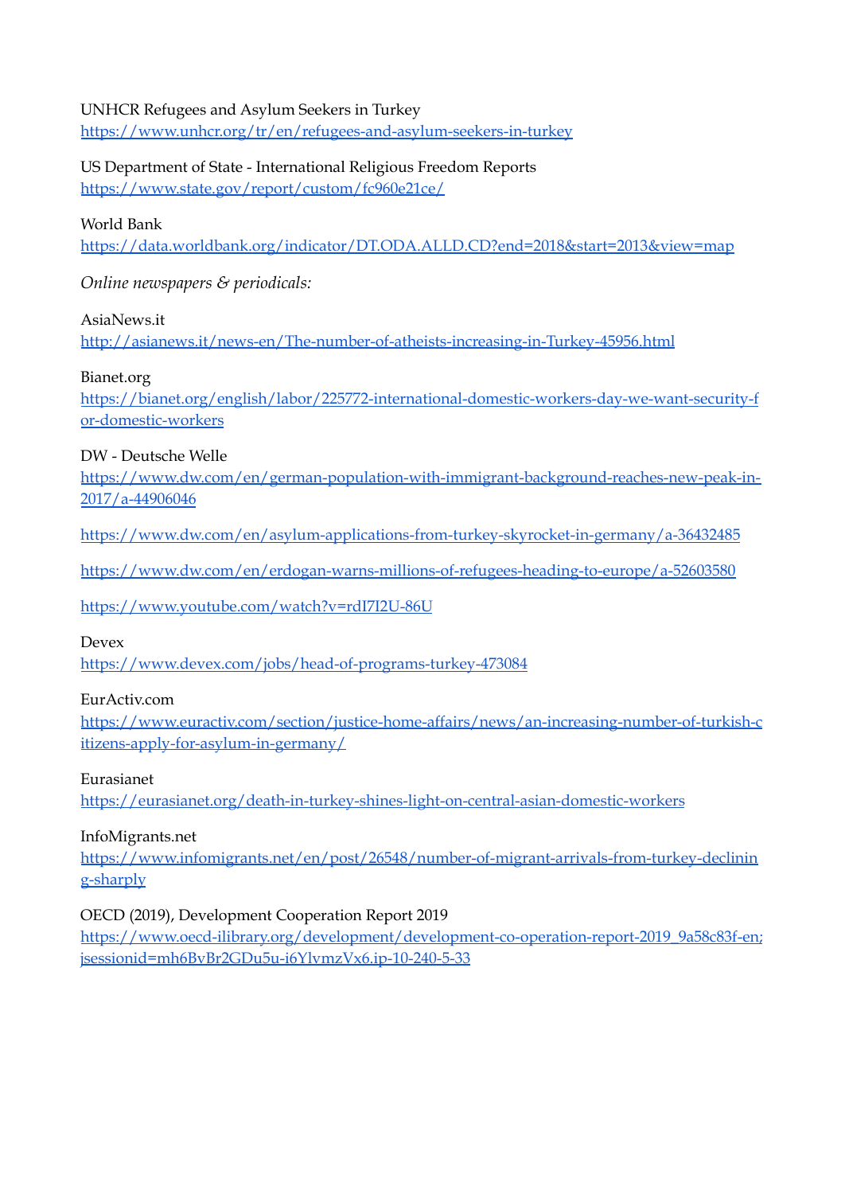UNHCR Refugees and Asylum Seekers in Turkey
https://www.unhcr.org/tr/en/refugees-and-asylum-seekers-in-turkey

US Department of State - International Religious Freedom Reports
https://www.state.gov/report/custom/fc960e21ce/

World Bank
https://data.worldbank.org/indicator/DT.ODA.ALLD.CD?end=2018&start=2013&view=map

*Online newspapers & periodicals:*

AsiaNews.it
http://asianews.it/news-en/The-number-of-atheists-increasing-in-Turkey-45956.html

Bianet.org
https://bianet.org/english/labor/225772-international-domestic-workers-day-we-want-security-for-domestic-workers

DW - Deutsche Welle
https://www.dw.com/en/german-population-with-immigrant-background-reaches-new-peak-in-2017/a-44906046

https://www.dw.com/en/asylum-applications-from-turkey-skyrocket-in-germany/a-36432485

https://www.dw.com/en/erdogan-warns-millions-of-refugees-heading-to-europe/a-52603580

https://www.youtube.com/watch?v=rdI7I2U-86U

Devex
https://www.devex.com/jobs/head-of-programs-turkey-473084

EurActiv.com
https://www.euractiv.com/section/justice-home-affairs/news/an-increasing-number-of-turkish-citizens-apply-for-asylum-in-germany/

Eurasianet
https://eurasianet.org/death-in-turkey-shines-light-on-central-asian-domestic-workers

InfoMigrants.net
https://www.infomigrants.net/en/post/26548/number-of-migrant-arrivals-from-turkey-declining-sharply

OECD (2019), Development Cooperation Report 2019
https://www.oecd-ilibrary.org/development/development-co-operation-report-2019_9a58c83f-en;jsessionid=mh6BvBr2GDu5u-i6YlvmzVx6.ip-10-240-5-33